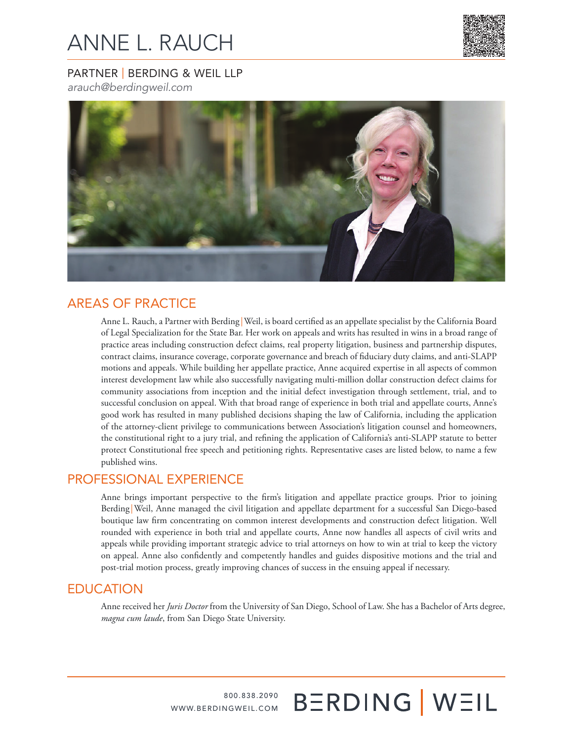# ANNE L. RAUCH

PARTNER | BERDING & WEIL LLP

*arauch@berdingweil.com*

## AREAS OF PRACTICE

Anne L. Rauch, a Partner with Berding|Weil, is board certified as an appellate specialist by the California Board of Legal Specialization for the State Bar. Her work on appeals and writs has resulted in wins in a broad range of practice areas including construction defect claims, real property litigation, business and partnership disputes, contract claims, insurance coverage, corporate governance and breach of fiduciary duty claims, and anti-SLAPP motions and appeals. While building her appellate practice, Anne acquired expertise in all aspects of common interest development law while also successfully navigating multi-million dollar construction defect claims for community associations from inception and the initial defect investigation through settlement, trial, and to successful conclusion on appeal. With that broad range of experience in both trial and appellate courts, Anne's good work has resulted in many published decisions shaping the law of California, including the application of the attorney-client privilege to communications between Association's litigation counsel and homeowners, the constitutional right to a jury trial, and refining the application of California's anti-SLAPP statute to better protect Constitutional free speech and petitioning rights. Representative cases are listed below, to name a few published wins.

## PROFESSIONAL EXPERIENCE

Anne brings important perspective to the firm's litigation and appellate practice groups. Prior to joining Berding|Weil, Anne managed the civil litigation and appellate department for a successful San Diego-based boutique law firm concentrating on common interest developments and construction defect litigation. Well rounded with experience in both trial and appellate courts, Anne now handles all aspects of civil writs and appeals while providing important strategic advice to trial attorneys on how to win at trial to keep the victory on appeal. Anne also confidently and competently handles and guides dispositive motions and the trial and post-trial motion process, greatly improving chances of success in the ensuing appeal if necessary.

## EDUCATION

Anne received her *Juris Doctor* from the University of San Diego, School of Law. She has a Bachelor of Arts degree, *magna cum laude*, from San Diego State University.

800.838.2090
WWW.BERDINGWEIL.COM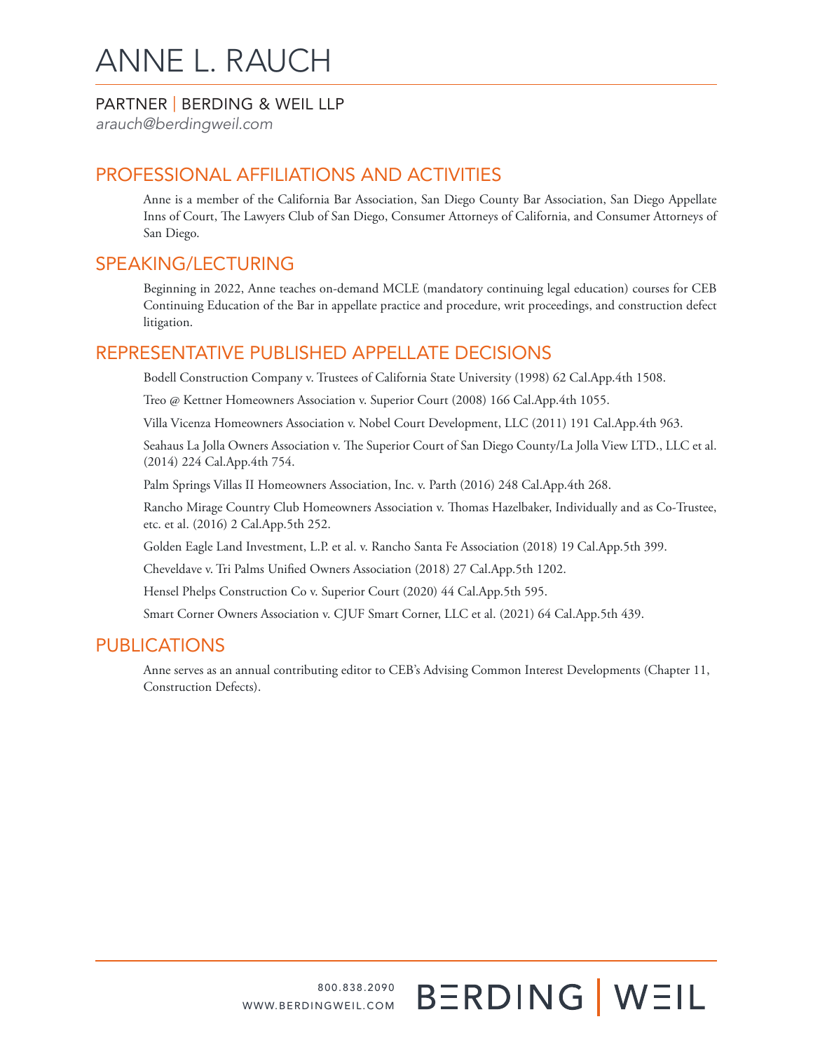# ANNE L. RAUCH

PARTNER | BERDING & WEIL LLP

*arauch@berdingweil.com*

## PROFESSIONAL AFFILIATIONS AND ACTIVITIES

Anne is a member of the California Bar Association, San Diego County Bar Association, San Diego Appellate Inns of Court, The Lawyers Club of San Diego, Consumer Attorneys of California, and Consumer Attorneys of San Diego.

## SPEAKING/LECTURING

Beginning in 2022, Anne teaches on-demand MCLE (mandatory continuing legal education) courses for CEB Continuing Education of the Bar in appellate practice and procedure, writ proceedings, and construction defect litigation.

## REPRESENTATIVE PUBLISHED APPELLATE DECISIONS

Bodell Construction Company v. Trustees of California State University (1998) 62 Cal.App.4th 1508.

Treo @ Kettner Homeowners Association v. Superior Court (2008) 166 Cal.App.4th 1055.

Villa Vicenza Homeowners Association v. Nobel Court Development, LLC (2011) 191 Cal.App.4th 963.

Seahaus La Jolla Owners Association v. The Superior Court of San Diego County/La Jolla View LTD., LLC et al. (2014) 224 Cal.App.4th 754.

Palm Springs Villas II Homeowners Association, Inc. v. Parth (2016) 248 Cal.App.4th 268.

Rancho Mirage Country Club Homeowners Association v. Thomas Hazelbaker, Individually and as Co-Trustee, etc. et al. (2016) 2 Cal.App.5th 252.

Golden Eagle Land Investment, L.P. et al. v. Rancho Santa Fe Association (2018) 19 Cal.App.5th 399.

Cheveldave v. Tri Palms Unified Owners Association (2018) 27 Cal.App.5th 1202.

Hensel Phelps Construction Co v. Superior Court (2020) 44 Cal.App.5th 595.

Smart Corner Owners Association v. CJUF Smart Corner, LLC et al. (2021) 64 Cal.App.5th 439.

## PUBLICATIONS

Anne serves as an annual contributing editor to CEB's Advising Common Interest Developments (Chapter 11, Construction Defects).